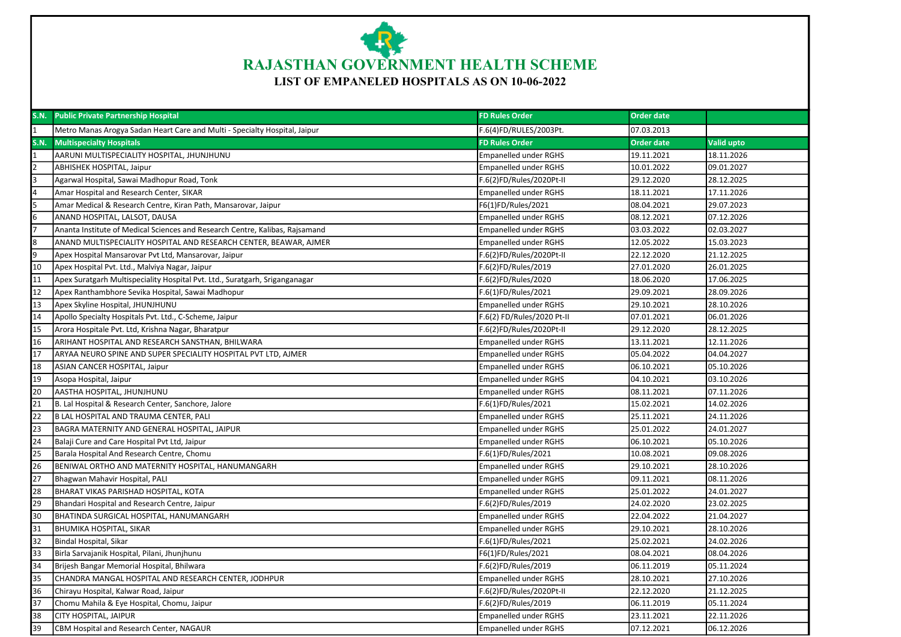# RAJASTHAN GOVERNMENT HEALTH SCHEME

## LIST OF EMPANELED HOSPITALS AS ON 10-06-2022

| S.N. | Public Private Partnership Hospital | FD Rules Order | Order date | |
|---|---|---|---|---|
| 1 | Metro Manas Arogya Sadan Heart Care and Multi - Specialty Hospital, Jaipur | F.6(4)FD/RULES/2003Pt. | 07.03.2013 | |
| **S.N.** | **Multispecialty Hospitals** | **FD Rules Order** | **Order date** | **Valid upto** |
| 1 | AARUNI MULTISPECIALITY HOSPITAL, JHUNJHUNU | Empanelled under RGHS | 19.11.2021 | 18.11.2026 |
| 2 | ABHISHEK HOSPITAL, Jaipur | Empanelled under RGHS | 10.01.2022 | 09.01.2027 |
| 3 | Agarwal Hospital, Sawai Madhopur Road, Tonk | F.6(2)FD/Rules/2020Pt-II | 29.12.2020 | 28.12.2025 |
| 4 | Amar Hospital and Research Center, SIKAR | Empanelled under RGHS | 18.11.2021 | 17.11.2026 |
| 5 | Amar Medical & Research Centre, Kiran Path, Mansarovar, Jaipur | F6(1)FD/Rules/2021 | 08.04.2021 | 29.07.2023 |
| 6 | ANAND HOSPITAL, LALSOT, DAUSA | Empanelled under RGHS | 08.12.2021 | 07.12.2026 |
| 7 | Ananta Institute of Medical Sciences and Research Centre, Kalibas, Rajsamand | Empanelled under RGHS | 03.03.2022 | 02.03.2027 |
| 8 | ANAND MULTISPECIALITY HOSPITAL AND RESEARCH CENTER, BEAWAR, AJMER | Empanelled under RGHS | 12.05.2022 | 15.03.2023 |
| 9 | Apex Hospital Mansarovar Pvt Ltd, Mansarovar, Jaipur | F.6(2)FD/Rules/2020Pt-II | 22.12.2020 | 21.12.2025 |
| 10 | Apex Hospital Pvt. Ltd., Malviya Nagar, Jaipur | F.6(2)FD/Rules/2019 | 27.01.2020 | 26.01.2025 |
| 11 | Apex Suratgarh Multispeciality Hospital Pvt. Ltd., Suratgarh, Sriganganagar | F.6(2)FD/Rules/2020 | 18.06.2020 | 17.06.2025 |
| 12 | Apex Ranthambhore Sevika Hospital, Sawai Madhopur | F.6(1)FD/Rules/2021 | 29.09.2021 | 28.09.2026 |
| 13 | Apex Skyline Hospital, JHUNJHUNU | Empanelled under RGHS | 29.10.2021 | 28.10.2026 |
| 14 | Apollo Specialty Hospitals Pvt. Ltd., C-Scheme, Jaipur | F.6(2) FD/Rules/2020 Pt-II | 07.01.2021 | 06.01.2026 |
| 15 | Arora Hospitale Pvt. Ltd, Krishna Nagar, Bharatpur | F.6(2)FD/Rules/2020Pt-II | 29.12.2020 | 28.12.2025 |
| 16 | ARIHANT HOSPITAL AND RESEARCH SANSTHAN, BHILWARA | Empanelled under RGHS | 13.11.2021 | 12.11.2026 |
| 17 | ARYAA NEURO SPINE AND SUPER SPECIALITY HOSPITAL PVT LTD, AJMER | Empanelled under RGHS | 05.04.2022 | 04.04.2027 |
| 18 | ASIAN CANCER HOSPITAL, Jaipur | Empanelled under RGHS | 06.10.2021 | 05.10.2026 |
| 19 | Asopa Hospital, Jaipur | Empanelled under RGHS | 04.10.2021 | 03.10.2026 |
| 20 | AASTHA HOSPITAL, JHUNJHUNU | Empanelled under RGHS | 08.11.2021 | 07.11.2026 |
| 21 | B. Lal Hospital & Research Center, Sanchore, Jalore | F.6(1)FD/Rules/2021 | 15.02.2021 | 14.02.2026 |
| 22 | B LAL HOSPITAL AND TRAUMA CENTER, PALI | Empanelled under RGHS | 25.11.2021 | 24.11.2026 |
| 23 | BAGRA MATERNITY AND GENERAL HOSPITAL, JAIPUR | Empanelled under RGHS | 25.01.2022 | 24.01.2027 |
| 24 | Balaji Cure and Care Hospital Pvt Ltd, Jaipur | Empanelled under RGHS | 06.10.2021 | 05.10.2026 |
| 25 | Barala Hospital And Research Centre, Chomu | F.6(1)FD/Rules/2021 | 10.08.2021 | 09.08.2026 |
| 26 | BENIWAL ORTHO AND MATERNITY HOSPITAL, HANUMANGARH | Empanelled under RGHS | 29.10.2021 | 28.10.2026 |
| 27 | Bhagwan Mahavir Hospital, PALI | Empanelled under RGHS | 09.11.2021 | 08.11.2026 |
| 28 | BHARAT VIKAS PARISHAD HOSPITAL, KOTA | Empanelled under RGHS | 25.01.2022 | 24.01.2027 |
| 29 | Bhandari Hospital and Research Centre, Jaipur | F.6(2)FD/Rules/2019 | 24.02.2020 | 23.02.2025 |
| 30 | BHATINDA SURGICAL HOSPITAL, HANUMANGARH | Empanelled under RGHS | 22.04.2022 | 21.04.2027 |
| 31 | BHUMIKA HOSPITAL, SIKAR | Empanelled under RGHS | 29.10.2021 | 28.10.2026 |
| 32 | Bindal Hospital, Sikar | F.6(1)FD/Rules/2021 | 25.02.2021 | 24.02.2026 |
| 33 | Birla Sarvajanik Hospital, Pilani, Jhunjhunu | F6(1)FD/Rules/2021 | 08.04.2021 | 08.04.2026 |
| 34 | Brijesh Bangar Memorial Hospital, Bhilwara | F.6(2)FD/Rules/2019 | 06.11.2019 | 05.11.2024 |
| 35 | CHANDRA MANGAL HOSPITAL AND RESEARCH CENTER, JODHPUR | Empanelled under RGHS | 28.10.2021 | 27.10.2026 |
| 36 | Chirayu Hospital, Kalwar Road, Jaipur | F.6(2)FD/Rules/2020Pt-II | 22.12.2020 | 21.12.2025 |
| 37 | Chomu Mahila & Eye Hospital, Chomu, Jaipur | F.6(2)FD/Rules/2019 | 06.11.2019 | 05.11.2024 |
| 38 | CITY HOSPITAL, JAIPUR | Empanelled under RGHS | 23.11.2021 | 22.11.2026 |
| 39 | CBM Hospital and Research Center, NAGAUR | Empanelled under RGHS | 07.12.2021 | 06.12.2026 |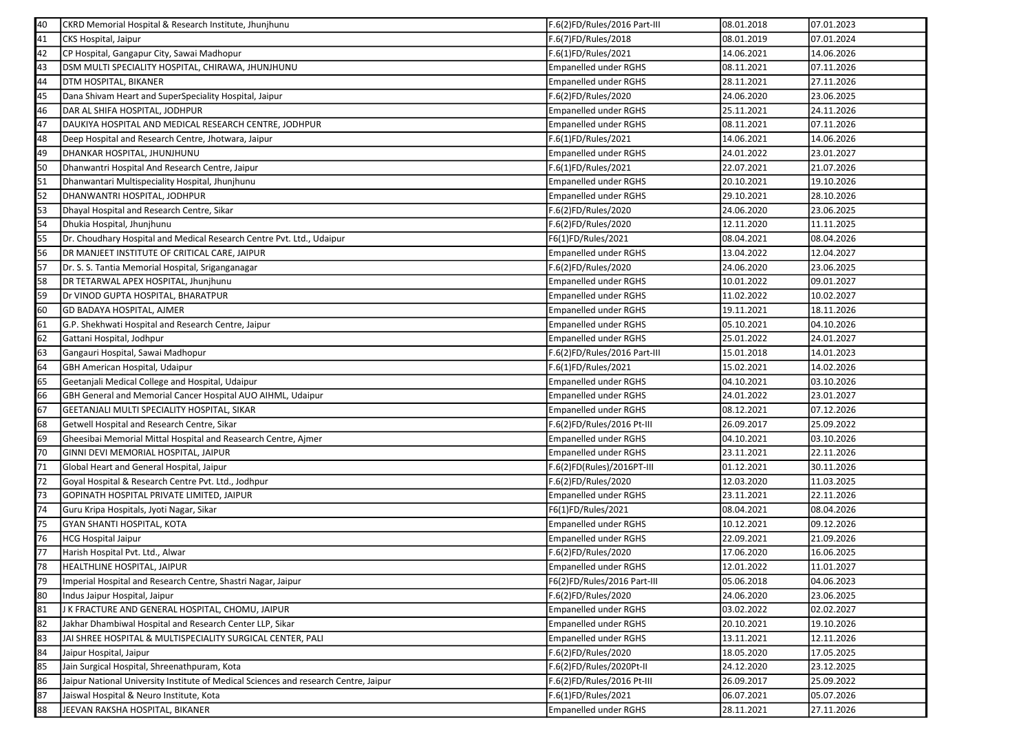| | | | | |
|---|---|---|---|---|
| 40 | CKRD Memorial Hospital & Research Institute, Jhunjhunu | F.6(2)FD/Rules/2016 Part-III | 08.01.2018 | 07.01.2023 |
| 41 | CKS Hospital, Jaipur | F.6(7)FD/Rules/2018 | 08.01.2019 | 07.01.2024 |
| 42 | CP Hospital, Gangapur City, Sawai Madhopur | F.6(1)FD/Rules/2021 | 14.06.2021 | 14.06.2026 |
| 43 | DSM MULTI SPECIALITY HOSPITAL, CHIRAWA, JHUNJHUNU | Empanelled under RGHS | 08.11.2021 | 07.11.2026 |
| 44 | DTM HOSPITAL, BIKANER | Empanelled under RGHS | 28.11.2021 | 27.11.2026 |
| 45 | Dana Shivam Heart and SuperSpeciality Hospital, Jaipur | F.6(2)FD/Rules/2020 | 24.06.2020 | 23.06.2025 |
| 46 | DAR AL SHIFA HOSPITAL, JODHPUR | Empanelled under RGHS | 25.11.2021 | 24.11.2026 |
| 47 | DAUKIYA HOSPITAL AND MEDICAL RESEARCH CENTRE, JODHPUR | Empanelled under RGHS | 08.11.2021 | 07.11.2026 |
| 48 | Deep Hospital and Research Centre, Jhotwara, Jaipur | F.6(1)FD/Rules/2021 | 14.06.2021 | 14.06.2026 |
| 49 | DHANKAR HOSPITAL, JHUNJHUNU | Empanelled under RGHS | 24.01.2022 | 23.01.2027 |
| 50 | Dhanwantri Hospital And Research Centre, Jaipur | F.6(1)FD/Rules/2021 | 22.07.2021 | 21.07.2026 |
| 51 | Dhanwantari Multispeciality Hospital, Jhunjhunu | Empanelled under RGHS | 20.10.2021 | 19.10.2026 |
| 52 | DHANWANTRI HOSPITAL, JODHPUR | Empanelled under RGHS | 29.10.2021 | 28.10.2026 |
| 53 | Dhayal Hospital and Research Centre, Sikar | F.6(2)FD/Rules/2020 | 24.06.2020 | 23.06.2025 |
| 54 | Dhukia Hospital, Jhunjhunu | F.6(2)FD/Rules/2020 | 12.11.2020 | 11.11.2025 |
| 55 | Dr. Choudhary Hospital and Medical Research Centre Pvt. Ltd., Udaipur | F6(1)FD/Rules/2021 | 08.04.2021 | 08.04.2026 |
| 56 | DR MANJEET INSTITUTE OF CRITICAL CARE, JAIPUR | Empanelled under RGHS | 13.04.2022 | 12.04.2027 |
| 57 | Dr. S. S. Tantia Memorial Hospital, Sriganganagar | F.6(2)FD/Rules/2020 | 24.06.2020 | 23.06.2025 |
| 58 | DR TETARWAL APEX HOSPITAL, Jhunjhunu | Empanelled under RGHS | 10.01.2022 | 09.01.2027 |
| 59 | Dr VINOD GUPTA HOSPITAL, BHARATPUR | Empanelled under RGHS | 11.02.2022 | 10.02.2027 |
| 60 | GD BADAYA HOSPITAL, AJMER | Empanelled under RGHS | 19.11.2021 | 18.11.2026 |
| 61 | G.P. Shekhwati Hospital and Research Centre, Jaipur | Empanelled under RGHS | 05.10.2021 | 04.10.2026 |
| 62 | Gattani Hospital, Jodhpur | Empanelled under RGHS | 25.01.2022 | 24.01.2027 |
| 63 | Gangauri Hospital, Sawai Madhopur | F.6(2)FD/Rules/2016 Part-III | 15.01.2018 | 14.01.2023 |
| 64 | GBH American Hospital, Udaipur | F.6(1)FD/Rules/2021 | 15.02.2021 | 14.02.2026 |
| 65 | Geetanjali Medical College and Hospital, Udaipur | Empanelled under RGHS | 04.10.2021 | 03.10.2026 |
| 66 | GBH General and Memorial Cancer Hospital AUO AIHML, Udaipur | Empanelled under RGHS | 24.01.2022 | 23.01.2027 |
| 67 | GEETANJALI MULTI SPECIALITY HOSPITAL, SIKAR | Empanelled under RGHS | 08.12.2021 | 07.12.2026 |
| 68 | Getwell Hospital and Research Centre, Sikar | F.6(2)FD/Rules/2016 Pt-III | 26.09.2017 | 25.09.2022 |
| 69 | Gheesibai Memorial Mittal Hospital and Reasearch Centre, Ajmer | Empanelled under RGHS | 04.10.2021 | 03.10.2026 |
| 70 | GINNI DEVI MEMORIAL HOSPITAL, JAIPUR | Empanelled under RGHS | 23.11.2021 | 22.11.2026 |
| 71 | Global Heart and General Hospital, Jaipur | F.6(2)FD(Rules)/2016PT-III | 01.12.2021 | 30.11.2026 |
| 72 | Goyal Hospital & Research Centre Pvt. Ltd., Jodhpur | F.6(2)FD/Rules/2020 | 12.03.2020 | 11.03.2025 |
| 73 | GOPINATH HOSPITAL PRIVATE LIMITED, JAIPUR | Empanelled under RGHS | 23.11.2021 | 22.11.2026 |
| 74 | Guru Kripa Hospitals, Jyoti Nagar, Sikar | F6(1)FD/Rules/2021 | 08.04.2021 | 08.04.2026 |
| 75 | GYAN SHANTI HOSPITAL, KOTA | Empanelled under RGHS | 10.12.2021 | 09.12.2026 |
| 76 | HCG Hospital Jaipur | Empanelled under RGHS | 22.09.2021 | 21.09.2026 |
| 77 | Harish Hospital Pvt. Ltd., Alwar | F.6(2)FD/Rules/2020 | 17.06.2020 | 16.06.2025 |
| 78 | HEALTHLINE HOSPITAL, JAIPUR | Empanelled under RGHS | 12.01.2022 | 11.01.2027 |
| 79 | Imperial Hospital and Research Centre, Shastri Nagar, Jaipur | F6(2)FD/Rules/2016 Part-III | 05.06.2018 | 04.06.2023 |
| 80 | Indus Jaipur Hospital, Jaipur | F.6(2)FD/Rules/2020 | 24.06.2020 | 23.06.2025 |
| 81 | J K FRACTURE AND GENERAL HOSPITAL, CHOMU, JAIPUR | Empanelled under RGHS | 03.02.2022 | 02.02.2027 |
| 82 | Jakhar Dhambiwal Hospital and Research Center LLP, Sikar | Empanelled under RGHS | 20.10.2021 | 19.10.2026 |
| 83 | JAI SHREE HOSPITAL & MULTISPECIALITY SURGICAL CENTER, PALI | Empanelled under RGHS | 13.11.2021 | 12.11.2026 |
| 84 | Jaipur Hospital, Jaipur | F.6(2)FD/Rules/2020 | 18.05.2020 | 17.05.2025 |
| 85 | Jain Surgical Hospital, Shreenathpuram, Kota | F.6(2)FD/Rules/2020Pt-II | 24.12.2020 | 23.12.2025 |
| 86 | Jaipur National University Institute of Medical Sciences and research Centre, Jaipur | F.6(2)FD/Rules/2016 Pt-III | 26.09.2017 | 25.09.2022 |
| 87 | Jaiswal Hospital & Neuro Institute, Kota | F.6(1)FD/Rules/2021 | 06.07.2021 | 05.07.2026 |
| 88 | JEEVAN RAKSHA HOSPITAL, BIKANER | Empanelled under RGHS | 28.11.2021 | 27.11.2026 |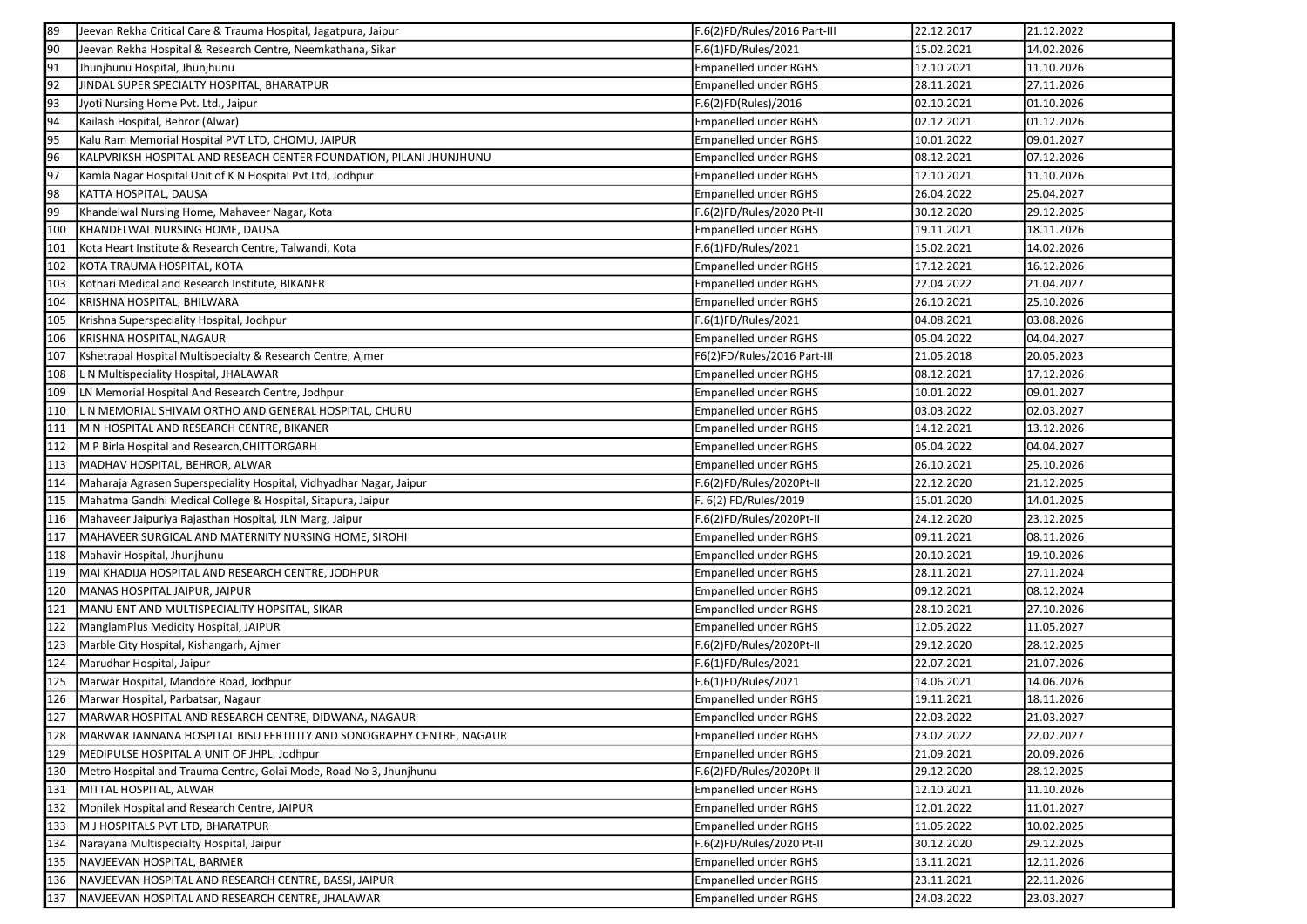| 89 | Jeevan Rekha Critical Care & Trauma Hospital, Jagatpura, Jaipur | F.6(2)FD/Rules/2016 Part-III | 22.12.2017 | 21.12.2022 |
|---|---|---|---|---|
| 90 | Jeevan Rekha Hospital & Research Centre, Neemkathana, Sikar | F.6(1)FD/Rules/2021 | 15.02.2021 | 14.02.2026 |
| 91 | Jhunjhunu Hospital, Jhunjhunu | Empanelled under RGHS | 12.10.2021 | 11.10.2026 |
| 92 | JINDAL SUPER SPECIALTY HOSPITAL, BHARATPUR | Empanelled under RGHS | 28.11.2021 | 27.11.2026 |
| 93 | Jyoti Nursing Home Pvt. Ltd., Jaipur | F.6(2)FD(Rules)/2016 | 02.10.2021 | 01.10.2026 |
| 94 | Kailash Hospital, Behror (Alwar) | Empanelled under RGHS | 02.12.2021 | 01.12.2026 |
| 95 | Kalu Ram Memorial Hospital PVT LTD, CHOMU, JAIPUR | Empanelled under RGHS | 10.01.2022 | 09.01.2027 |
| 96 | KALPVRIKSH HOSPITAL AND RESEACH CENTER FOUNDATION, PILANI JHUNJHUNU | Empanelled under RGHS | 08.12.2021 | 07.12.2026 |
| 97 | Kamla Nagar Hospital Unit of K N Hospital Pvt Ltd, Jodhpur | Empanelled under RGHS | 12.10.2021 | 11.10.2026 |
| 98 | KATTA HOSPITAL, DAUSA | Empanelled under RGHS | 26.04.2022 | 25.04.2027 |
| 99 | Khandelwal Nursing Home, Mahaveer Nagar, Kota | F.6(2)FD/Rules/2020 Pt-II | 30.12.2020 | 29.12.2025 |
| 100 | KHANDELWAL NURSING HOME, DAUSA | Empanelled under RGHS | 19.11.2021 | 18.11.2026 |
| 101 | Kota Heart Institute & Research Centre, Talwandi, Kota | F.6(1)FD/Rules/2021 | 15.02.2021 | 14.02.2026 |
| 102 | KOTA TRAUMA HOSPITAL, KOTA | Empanelled under RGHS | 17.12.2021 | 16.12.2026 |
| 103 | Kothari Medical and Research Institute, BIKANER | Empanelled under RGHS | 22.04.2022 | 21.04.2027 |
| 104 | KRISHNA HOSPITAL, BHILWARA | Empanelled under RGHS | 26.10.2021 | 25.10.2026 |
| 105 | Krishna Superspeciality Hospital, Jodhpur | F.6(1)FD/Rules/2021 | 04.08.2021 | 03.08.2026 |
| 106 | KRISHNA HOSPITAL,NAGAUR | Empanelled under RGHS | 05.04.2022 | 04.04.2027 |
| 107 | Kshetrapal Hospital Multispecialty & Research Centre, Ajmer | F6(2)FD/Rules/2016 Part-III | 21.05.2018 | 20.05.2023 |
| 108 | L N Multispeciality Hospital, JHALAWAR | Empanelled under RGHS | 08.12.2021 | 17.12.2026 |
| 109 | LN Memorial Hospital And Research Centre, Jodhpur | Empanelled under RGHS | 10.01.2022 | 09.01.2027 |
| 110 | L N MEMORIAL SHIVAM ORTHO AND GENERAL HOSPITAL, CHURU | Empanelled under RGHS | 03.03.2022 | 02.03.2027 |
| 111 | M N HOSPITAL AND RESEARCH CENTRE, BIKANER | Empanelled under RGHS | 14.12.2021 | 13.12.2026 |
| 112 | M P Birla Hospital and Research,CHITTORGARH | Empanelled under RGHS | 05.04.2022 | 04.04.2027 |
| 113 | MADHAV HOSPITAL, BEHROR, ALWAR | Empanelled under RGHS | 26.10.2021 | 25.10.2026 |
| 114 | Maharaja Agrasen Superspeciality Hospital, Vidhyadhar Nagar, Jaipur | F.6(2)FD/Rules/2020Pt-II | 22.12.2020 | 21.12.2025 |
| 115 | Mahatma Gandhi Medical College & Hospital, Sitapura, Jaipur | F. 6(2) FD/Rules/2019 | 15.01.2020 | 14.01.2025 |
| 116 | Mahaveer Jaipuriya Rajasthan Hospital, JLN Marg, Jaipur | F.6(2)FD/Rules/2020Pt-II | 24.12.2020 | 23.12.2025 |
| 117 | MAHAVEER SURGICAL AND MATERNITY NURSING HOME, SIROHI | Empanelled under RGHS | 09.11.2021 | 08.11.2026 |
| 118 | Mahavir Hospital, Jhunjhunu | Empanelled under RGHS | 20.10.2021 | 19.10.2026 |
| 119 | MAI KHADIJA HOSPITAL AND RESEARCH CENTRE, JODHPUR | Empanelled under RGHS | 28.11.2021 | 27.11.2024 |
| 120 | MANAS HOSPITAL JAIPUR, JAIPUR | Empanelled under RGHS | 09.12.2021 | 08.12.2024 |
| 121 | MANU ENT AND MULTISPECIALITY HOPSITAL, SIKAR | Empanelled under RGHS | 28.10.2021 | 27.10.2026 |
| 122 | ManglamPlus Medicity Hospital, JAIPUR | Empanelled under RGHS | 12.05.2022 | 11.05.2027 |
| 123 | Marble City Hospital, Kishangarh, Ajmer | F.6(2)FD/Rules/2020Pt-II | 29.12.2020 | 28.12.2025 |
| 124 | Marudhar Hospital, Jaipur | F.6(1)FD/Rules/2021 | 22.07.2021 | 21.07.2026 |
| 125 | Marwar Hospital, Mandore Road, Jodhpur | F.6(1)FD/Rules/2021 | 14.06.2021 | 14.06.2026 |
| 126 | Marwar Hospital, Parbatsar, Nagaur | Empanelled under RGHS | 19.11.2021 | 18.11.2026 |
| 127 | MARWAR HOSPITAL AND RESEARCH CENTRE, DIDWANA, NAGAUR | Empanelled under RGHS | 22.03.2022 | 21.03.2027 |
| 128 | MARWAR JANNANA HOSPITAL BISU FERTILITY AND SONOGRAPHY CENTRE, NAGAUR | Empanelled under RGHS | 23.02.2022 | 22.02.2027 |
| 129 | MEDIPULSE HOSPITAL A UNIT OF JHPL, Jodhpur | Empanelled under RGHS | 21.09.2021 | 20.09.2026 |
| 130 | Metro Hospital and Trauma Centre, Golai Mode, Road No 3, Jhunjhunu | F.6(2)FD/Rules/2020Pt-II | 29.12.2020 | 28.12.2025 |
| 131 | MITTAL HOSPITAL, ALWAR | Empanelled under RGHS | 12.10.2021 | 11.10.2026 |
| 132 | Monilek Hospital and Research Centre, JAIPUR | Empanelled under RGHS | 12.01.2022 | 11.01.2027 |
| 133 | M J HOSPITALS PVT LTD, BHARATPUR | Empanelled under RGHS | 11.05.2022 | 10.02.2025 |
| 134 | Narayana Multispecialty Hospital, Jaipur | F.6(2)FD/Rules/2020 Pt-II | 30.12.2020 | 29.12.2025 |
| 135 | NAVJEEVAN HOSPITAL, BARMER | Empanelled under RGHS | 13.11.2021 | 12.11.2026 |
| 136 | NAVJEEVAN HOSPITAL AND RESEARCH CENTRE, BASSI, JAIPUR | Empanelled under RGHS | 23.11.2021 | 22.11.2026 |
| 137 | NAVJEEVAN HOSPITAL AND RESEARCH CENTRE, JHALAWAR | Empanelled under RGHS | 24.03.2022 | 23.03.2027 |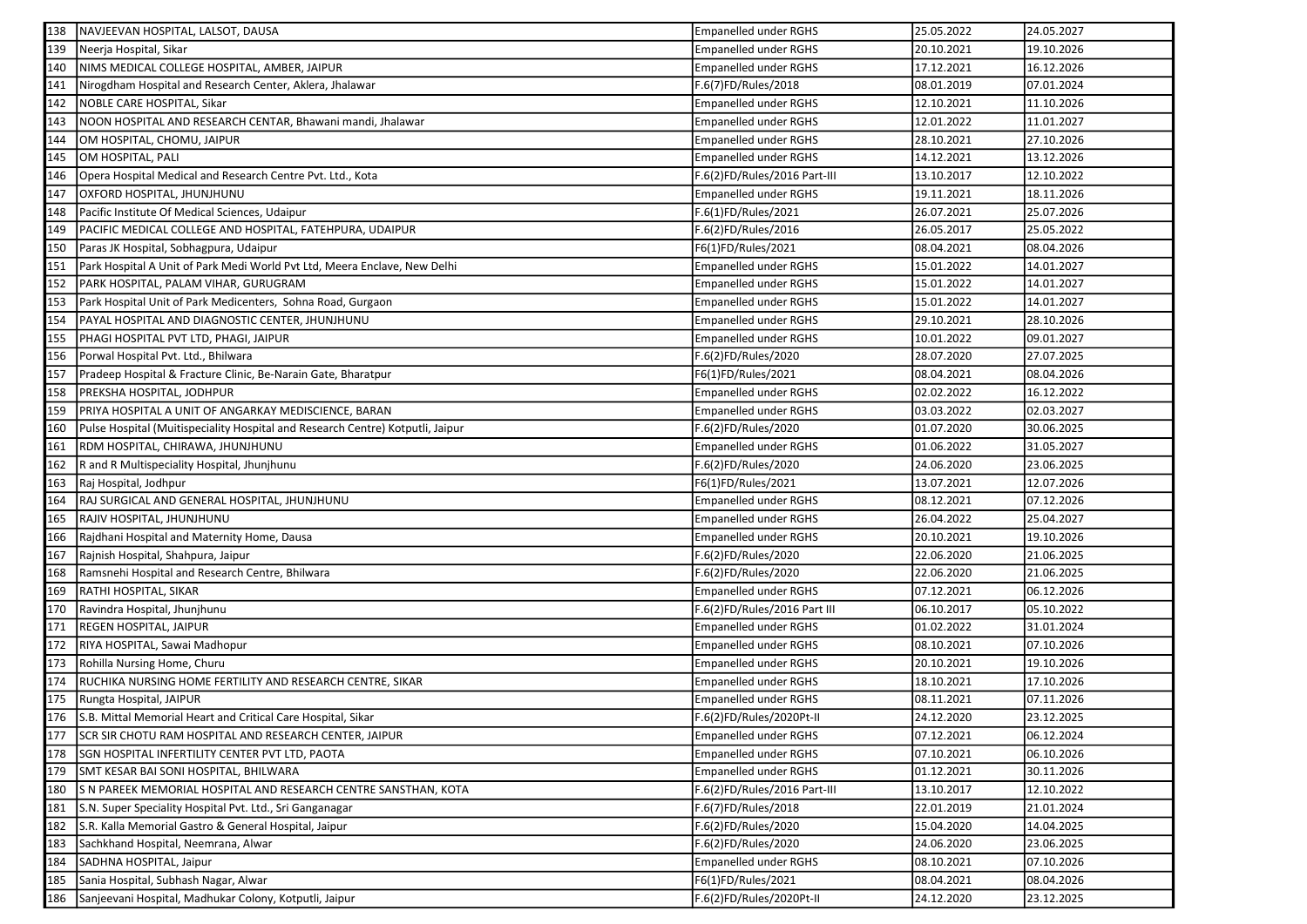| 138 | NAVJEEVAN HOSPITAL, LALSOT, DAUSA | Empanelled under RGHS | 25.05.2022 | 24.05.2027 |
|---|---|---|---|---|
| 139 | Neerja Hospital, Sikar | Empanelled under RGHS | 20.10.2021 | 19.10.2026 |
| 140 | NIMS MEDICAL COLLEGE HOSPITAL, AMBER, JAIPUR | Empanelled under RGHS | 17.12.2021 | 16.12.2026 |
| 141 | Nirogdham Hospital and Research Center, Aklera, Jhalawar | F.6(7)FD/Rules/2018 | 08.01.2019 | 07.01.2024 |
| 142 | NOBLE CARE HOSPITAL, Sikar | Empanelled under RGHS | 12.10.2021 | 11.10.2026 |
| 143 | NOON HOSPITAL AND RESEARCH CENTAR, Bhawani mandi, Jhalawar | Empanelled under RGHS | 12.01.2022 | 11.01.2027 |
| 144 | OM HOSPITAL, CHOMU, JAIPUR | Empanelled under RGHS | 28.10.2021 | 27.10.2026 |
| 145 | OM HOSPITAL, PALI | Empanelled under RGHS | 14.12.2021 | 13.12.2026 |
| 146 | Opera Hospital Medical and Research Centre Pvt. Ltd., Kota | F.6(2)FD/Rules/2016 Part-III | 13.10.2017 | 12.10.2022 |
| 147 | OXFORD HOSPITAL, JHUNJHUNU | Empanelled under RGHS | 19.11.2021 | 18.11.2026 |
| 148 | Pacific Institute Of Medical Sciences, Udaipur | F.6(1)FD/Rules/2021 | 26.07.2021 | 25.07.2026 |
| 149 | PACIFIC MEDICAL COLLEGE AND HOSPITAL, FATEHPURA, UDAIPUR | F.6(2)FD/Rules/2016 | 26.05.2017 | 25.05.2022 |
| 150 | Paras JK Hospital, Sobhagpura, Udaipur | F6(1)FD/Rules/2021 | 08.04.2021 | 08.04.2026 |
| 151 | Park Hospital A Unit of Park Medi World Pvt Ltd, Meera Enclave, New Delhi | Empanelled under RGHS | 15.01.2022 | 14.01.2027 |
| 152 | PARK HOSPITAL, PALAM VIHAR, GURUGRAM | Empanelled under RGHS | 15.01.2022 | 14.01.2027 |
| 153 | Park Hospital Unit of Park Medicenters, Sohna Road, Gurgaon | Empanelled under RGHS | 15.01.2022 | 14.01.2027 |
| 154 | PAYAL HOSPITAL AND DIAGNOSTIC CENTER, JHUNJHUNU | Empanelled under RGHS | 29.10.2021 | 28.10.2026 |
| 155 | PHAGI HOSPITAL PVT LTD, PHAGI, JAIPUR | Empanelled under RGHS | 10.01.2022 | 09.01.2027 |
| 156 | Porwal Hospital Pvt. Ltd., Bhilwara | F.6(2)FD/Rules/2020 | 28.07.2020 | 27.07.2025 |
| 157 | Pradeep Hospital & Fracture Clinic, Be-Narain Gate, Bharatpur | F6(1)FD/Rules/2021 | 08.04.2021 | 08.04.2026 |
| 158 | PREKSHA HOSPITAL, JODHPUR | Empanelled under RGHS | 02.02.2022 | 16.12.2022 |
| 159 | PRIYA HOSPITAL A UNIT OF ANGARKAY MEDISCIENCE, BARAN | Empanelled under RGHS | 03.03.2022 | 02.03.2027 |
| 160 | Pulse Hospital (Muitispeciality Hospital and Research Centre) Kotputli, Jaipur | F.6(2)FD/Rules/2020 | 01.07.2020 | 30.06.2025 |
| 161 | RDM HOSPITAL, CHIRAWA, JHUNJHUNU | Empanelled under RGHS | 01.06.2022 | 31.05.2027 |
| 162 | R and R Multispeciality Hospital, Jhunjhunu | F.6(2)FD/Rules/2020 | 24.06.2020 | 23.06.2025 |
| 163 | Raj Hospital, Jodhpur | F6(1)FD/Rules/2021 | 13.07.2021 | 12.07.2026 |
| 164 | RAJ SURGICAL AND GENERAL HOSPITAL, JHUNJHUNU | Empanelled under RGHS | 08.12.2021 | 07.12.2026 |
| 165 | RAJIV HOSPITAL, JHUNJHUNU | Empanelled under RGHS | 26.04.2022 | 25.04.2027 |
| 166 | Rajdhani Hospital and Maternity Home, Dausa | Empanelled under RGHS | 20.10.2021 | 19.10.2026 |
| 167 | Rajnish Hospital, Shahpura, Jaipur | F.6(2)FD/Rules/2020 | 22.06.2020 | 21.06.2025 |
| 168 | Ramsnehi Hospital and Research Centre, Bhilwara | F.6(2)FD/Rules/2020 | 22.06.2020 | 21.06.2025 |
| 169 | RATHI HOSPITAL, SIKAR | Empanelled under RGHS | 07.12.2021 | 06.12.2026 |
| 170 | Ravindra Hospital, Jhunjhunu | F.6(2)FD/Rules/2016 Part III | 06.10.2017 | 05.10.2022 |
| 171 | REGEN HOSPITAL, JAIPUR | Empanelled under RGHS | 01.02.2022 | 31.01.2024 |
| 172 | RIYA HOSPITAL, Sawai Madhopur | Empanelled under RGHS | 08.10.2021 | 07.10.2026 |
| 173 | Rohilla Nursing Home, Churu | Empanelled under RGHS | 20.10.2021 | 19.10.2026 |
| 174 | RUCHIKA NURSING HOME FERTILITY AND RESEARCH CENTRE, SIKAR | Empanelled under RGHS | 18.10.2021 | 17.10.2026 |
| 175 | Rungta Hospital, JAIPUR | Empanelled under RGHS | 08.11.2021 | 07.11.2026 |
| 176 | S.B. Mittal Memorial Heart and Critical Care Hospital, Sikar | F.6(2)FD/Rules/2020Pt-II | 24.12.2020 | 23.12.2025 |
| 177 | SCR SIR CHOTU RAM HOSPITAL AND RESEARCH CENTER, JAIPUR | Empanelled under RGHS | 07.12.2021 | 06.12.2024 |
| 178 | SGN HOSPITAL INFERTILITY CENTER PVT LTD, PAOTA | Empanelled under RGHS | 07.10.2021 | 06.10.2026 |
| 179 | SMT KESAR BAI SONI HOSPITAL, BHILWARA | Empanelled under RGHS | 01.12.2021 | 30.11.2026 |
| 180 | S N PAREEK MEMORIAL HOSPITAL AND RESEARCH CENTRE SANSTHAN, KOTA | F.6(2)FD/Rules/2016 Part-III | 13.10.2017 | 12.10.2022 |
| 181 | S.N. Super Speciality Hospital Pvt. Ltd., Sri Ganganagar | F.6(7)FD/Rules/2018 | 22.01.2019 | 21.01.2024 |
| 182 | S.R. Kalla Memorial Gastro & General Hospital, Jaipur | F.6(2)FD/Rules/2020 | 15.04.2020 | 14.04.2025 |
| 183 | Sachkhand Hospital, Neemrana, Alwar | F.6(2)FD/Rules/2020 | 24.06.2020 | 23.06.2025 |
| 184 | SADHNA HOSPITAL, Jaipur | Empanelled under RGHS | 08.10.2021 | 07.10.2026 |
| 185 | Sania Hospital, Subhash Nagar, Alwar | F6(1)FD/Rules/2021 | 08.04.2021 | 08.04.2026 |
| 186 | Sanjeevani Hospital, Madhukar Colony, Kotputli, Jaipur | F.6(2)FD/Rules/2020Pt-II | 24.12.2020 | 23.12.2025 |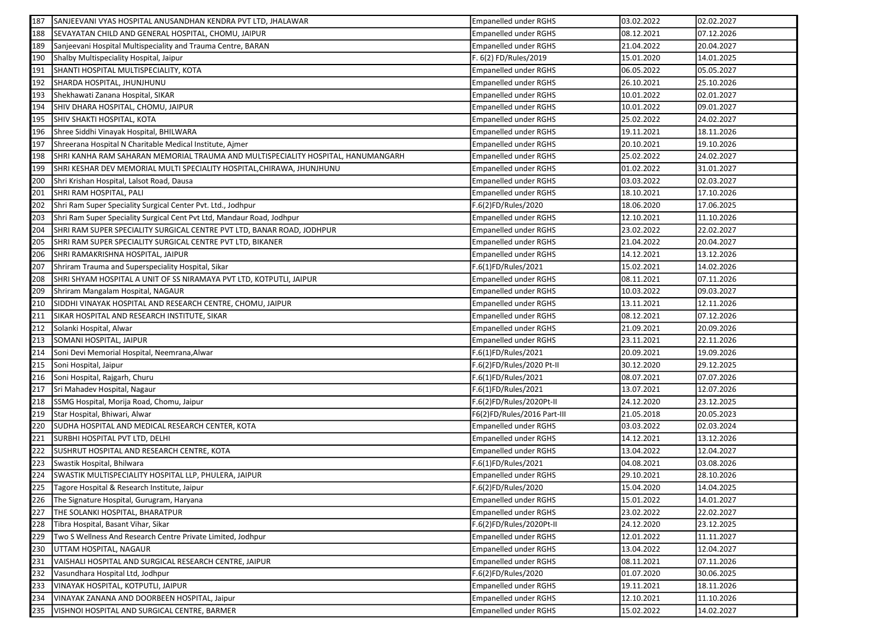| 187 | SANJEEVANI VYAS HOSPITAL ANUSANDHAN KENDRA PVT LTD, JHALAWAR | Empanelled under RGHS | 03.02.2022 | 02.02.2027 |
|---|---|---|---|---|
| 188 | SEVAYATAN CHILD AND GENERAL HOSPITAL, CHOMU, JAIPUR | Empanelled under RGHS | 08.12.2021 | 07.12.2026 |
| 189 | Sanjeevani Hospital Multispeciality and Trauma Centre, BARAN | Empanelled under RGHS | 21.04.2022 | 20.04.2027 |
| 190 | Shalby Multispeciality Hospital, Jaipur | F. 6(2) FD/Rules/2019 | 15.01.2020 | 14.01.2025 |
| 191 | SHANTI HOSPITAL MULTISPECIALITY, KOTA | Empanelled under RGHS | 06.05.2022 | 05.05.2027 |
| 192 | SHARDA HOSPITAL, JHUNJHUNU | Empanelled under RGHS | 26.10.2021 | 25.10.2026 |
| 193 | Shekhawati Zanana Hospital, SIKAR | Empanelled under RGHS | 10.01.2022 | 02.01.2027 |
| 194 | SHIV DHARA HOSPITAL, CHOMU, JAIPUR | Empanelled under RGHS | 10.01.2022 | 09.01.2027 |
| 195 | SHIV SHAKTI HOSPITAL, KOTA | Empanelled under RGHS | 25.02.2022 | 24.02.2027 |
| 196 | Shree Siddhi Vinayak Hospital, BHILWARA | Empanelled under RGHS | 19.11.2021 | 18.11.2026 |
| 197 | Shreerana Hospital N Charitable Medical Institute, Ajmer | Empanelled under RGHS | 20.10.2021 | 19.10.2026 |
| 198 | SHRI KANHA RAM SAHARAN MEMORIAL TRAUMA AND MULTISPECIALITY HOSPITAL, HANUMANGARH | Empanelled under RGHS | 25.02.2022 | 24.02.2027 |
| 199 | SHRI KESHAR DEV MEMORIAL MULTI SPECIALITY HOSPITAL,CHIRAWA, JHUNJHUNU | Empanelled under RGHS | 01.02.2022 | 31.01.2027 |
| 200 | Shri Krishan Hospital, Lalsot Road, Dausa | Empanelled under RGHS | 03.03.2022 | 02.03.2027 |
| 201 | SHRI RAM HOSPITAL, PALI | Empanelled under RGHS | 18.10.2021 | 17.10.2026 |
| 202 | Shri Ram Super Speciality Surgical Center Pvt. Ltd., Jodhpur | F.6(2)FD/Rules/2020 | 18.06.2020 | 17.06.2025 |
| 203 | Shri Ram Super Speciality Surgical Cent Pvt Ltd, Mandaur Road, Jodhpur | Empanelled under RGHS | 12.10.2021 | 11.10.2026 |
| 204 | SHRI RAM SUPER SPECIALITY SURGICAL CENTRE PVT LTD, BANAR ROAD, JODHPUR | Empanelled under RGHS | 23.02.2022 | 22.02.2027 |
| 205 | SHRI RAM SUPER SPECIALITY SURGICAL CENTRE PVT LTD, BIKANER | Empanelled under RGHS | 21.04.2022 | 20.04.2027 |
| 206 | SHRI RAMAKRISHNA HOSPITAL, JAIPUR | Empanelled under RGHS | 14.12.2021 | 13.12.2026 |
| 207 | Shriram Trauma and Superspeciality Hospital, Sikar | F.6(1)FD/Rules/2021 | 15.02.2021 | 14.02.2026 |
| 208 | SHRI SHYAM HOSPITAL A UNIT OF SS NIRAMAYA PVT LTD, KOTPUTLI, JAIPUR | Empanelled under RGHS | 08.11.2021 | 07.11.2026 |
| 209 | Shriram Mangalam Hospital, NAGAUR | Empanelled under RGHS | 10.03.2022 | 09.03.2027 |
| 210 | SIDDHI VINAYAK HOSPITAL AND RESEARCH CENTRE, CHOMU, JAIPUR | Empanelled under RGHS | 13.11.2021 | 12.11.2026 |
| 211 | SIKAR HOSPITAL AND RESEARCH INSTITUTE, SIKAR | Empanelled under RGHS | 08.12.2021 | 07.12.2026 |
| 212 | Solanki Hospital, Alwar | Empanelled under RGHS | 21.09.2021 | 20.09.2026 |
| 213 | SOMANI HOSPITAL, JAIPUR | Empanelled under RGHS | 23.11.2021 | 22.11.2026 |
| 214 | Soni Devi Memorial Hospital, Neemrana,Alwar | F.6(1)FD/Rules/2021 | 20.09.2021 | 19.09.2026 |
| 215 | Soni Hospital, Jaipur | F.6(2)FD/Rules/2020 Pt-II | 30.12.2020 | 29.12.2025 |
| 216 | Soni Hospital, Rajgarh, Churu | F.6(1)FD/Rules/2021 | 08.07.2021 | 07.07.2026 |
| 217 | Sri Mahadev Hospital, Nagaur | F.6(1)FD/Rules/2021 | 13.07.2021 | 12.07.2026 |
| 218 | SSMG Hospital, Morija Road, Chomu, Jaipur | F.6(2)FD/Rules/2020Pt-II | 24.12.2020 | 23.12.2025 |
| 219 | Star Hospital, Bhiwari, Alwar | F6(2)FD/Rules/2016 Part-III | 21.05.2018 | 20.05.2023 |
| 220 | SUDHA HOSPITAL AND MEDICAL RESEARCH CENTER, KOTA | Empanelled under RGHS | 03.03.2022 | 02.03.2024 |
| 221 | SURBHI HOSPITAL PVT LTD, DELHI | Empanelled under RGHS | 14.12.2021 | 13.12.2026 |
| 222 | SUSHRUT HOSPITAL AND RESEARCH CENTRE, KOTA | Empanelled under RGHS | 13.04.2022 | 12.04.2027 |
| 223 | Swastik Hospital, Bhilwara | F.6(1)FD/Rules/2021 | 04.08.2021 | 03.08.2026 |
| 224 | SWASTIK MULTISPECIALITY HOSPITAL LLP, PHULERA, JAIPUR | Empanelled under RGHS | 29.10.2021 | 28.10.2026 |
| 225 | Tagore Hospital & Research Institute, Jaipur | F.6(2)FD/Rules/2020 | 15.04.2020 | 14.04.2025 |
| 226 | The Signature Hospital, Gurugram, Haryana | Empanelled under RGHS | 15.01.2022 | 14.01.2027 |
| 227 | THE SOLANKI HOSPITAL, BHARATPUR | Empanelled under RGHS | 23.02.2022 | 22.02.2027 |
| 228 | Tibra Hospital, Basant Vihar, Sikar | F.6(2)FD/Rules/2020Pt-II | 24.12.2020 | 23.12.2025 |
| 229 | Two S Wellness And Research Centre Private Limited, Jodhpur | Empanelled under RGHS | 12.01.2022 | 11.11.2027 |
| 230 | UTTAM HOSPITAL, NAGAUR | Empanelled under RGHS | 13.04.2022 | 12.04.2027 |
| 231 | VAISHALI HOSPITAL AND SURGICAL RESEARCH CENTRE, JAIPUR | Empanelled under RGHS | 08.11.2021 | 07.11.2026 |
| 232 | Vasundhara Hospital Ltd, Jodhpur | F.6(2)FD/Rules/2020 | 01.07.2020 | 30.06.2025 |
| 233 | VINAYAK HOSPITAL, KOTPUTLI, JAIPUR | Empanelled under RGHS | 19.11.2021 | 18.11.2026 |
| 234 | VINAYAK ZANANA AND DOORBEEN HOSPITAL, Jaipur | Empanelled under RGHS | 12.10.2021 | 11.10.2026 |
| 235 | VISHNOI HOSPITAL AND SURGICAL CENTRE, BARMER | Empanelled under RGHS | 15.02.2022 | 14.02.2027 |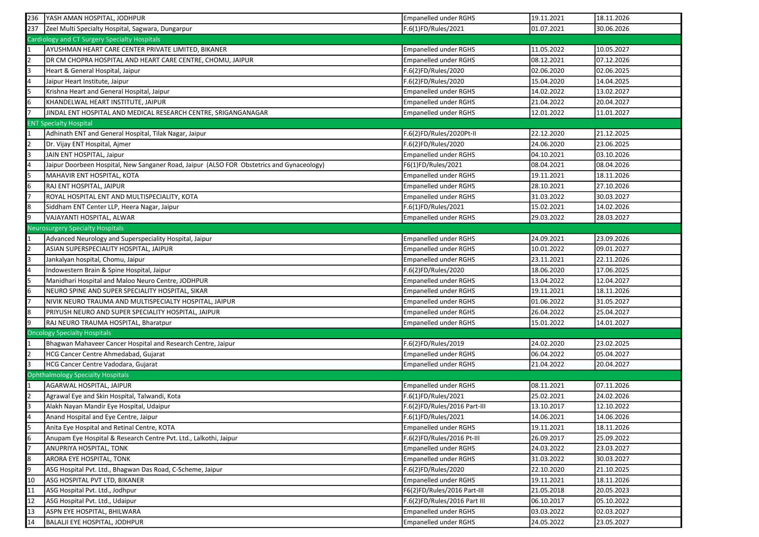| | | | | |
|---|---|---|---|---|
| 236 | YASH AMAN HOSPITAL, JODHPUR | Empanelled under RGHS | 19.11.2021 | 18.11.2026 |
| 237 | Zeel Multi Specialty Hospital, Sagwara, Dungarpur | F.6(1)FD/Rules/2021 | 01.07.2021 | 30.06.2026 |
| **Cardiology and CT Surgery Specialty Hospitals** | | | | |
| 1 | AYUSHMAN HEART CARE CENTER PRIVATE LIMITED, BIKANER | Empanelled under RGHS | 11.05.2022 | 10.05.2027 |
| 2 | DR CM CHOPRA HOSPITAL AND HEART CARE CENTRE, CHOMU, JAIPUR | Empanelled under RGHS | 08.12.2021 | 07.12.2026 |
| 3 | Heart & General Hospital, Jaipur | F.6(2)FD/Rules/2020 | 02.06.2020 | 02.06.2025 |
| 4 | Jaipur Heart Institute, Jaipur | F.6(2)FD/Rules/2020 | 15.04.2020 | 14.04.2025 |
| 5 | Krishna Heart and General Hospital, Jaipur | Empanelled under RGHS | 14.02.2022 | 13.02.2027 |
| 6 | KHANDELWAL HEART INSTITUTE, JAIPUR | Empanelled under RGHS | 21.04.2022 | 20.04.2027 |
| 7 | JINDAL ENT HOSPITAL AND MEDICAL RESEARCH CENTRE, SRIGANGANAGAR | Empanelled under RGHS | 12.01.2022 | 11.01.2027 |
| **ENT Specialty Hospital** | | | | |
| 1 | Adhinath ENT and General Hospital, Tilak Nagar, Jaipur | F.6(2)FD/Rules/2020Pt-II | 22.12.2020 | 21.12.2025 |
| 2 | Dr. Vijay ENT Hospital, Ajmer | F.6(2)FD/Rules/2020 | 24.06.2020 | 23.06.2025 |
| 3 | JAIN ENT HOSPITAL, Jaipur | Empanelled under RGHS | 04.10.2021 | 03.10.2026 |
| 4 | Jaipur Doorbeen Hospital, New Sanganer Road, Jaipur (ALSO FOR Obstetrics and Gynaceology) | F6(1)FD/Rules/2021 | 08.04.2021 | 08.04.2026 |
| 5 | MAHAVIR ENT HOSPITAL, KOTA | Empanelled under RGHS | 19.11.2021 | 18.11.2026 |
| 6 | RAJ ENT HOSPITAL, JAIPUR | Empanelled under RGHS | 28.10.2021 | 27.10.2026 |
| 7 | ROYAL HOSPITAL ENT AND MULTISPECIALITY, KOTA | Empanelled under RGHS | 31.03.2022 | 30.03.2027 |
| 8 | Siddham ENT Center LLP, Heera Nagar, Jaipur | F.6(1)FD/Rules/2021 | 15.02.2021 | 14.02.2026 |
| 9 | VAJAYANTI HOSPITAL, ALWAR | Empanelled under RGHS | 29.03.2022 | 28.03.2027 |
| **Neurosurgery Specialty Hospitals** | | | | |
| 1 | Advanced Neurology and Superspeciality Hospital, Jaipur | Empanelled under RGHS | 24.09.2021 | 23.09.2026 |
| 2 | ASIAN SUPERSPECIALITY HOSPITAL, JAIPUR | Empanelled under RGHS | 10.01.2022 | 09.01.2027 |
| 3 | Jankalyan hospital, Chomu, Jaipur | Empanelled under RGHS | 23.11.2021 | 22.11.2026 |
| 4 | Indowestern Brain & Spine Hospital, Jaipur | F.6(2)FD/Rules/2020 | 18.06.2020 | 17.06.2025 |
| 5 | Manidhari Hospital and Maloo Neuro Centre, JODHPUR | Empanelled under RGHS | 13.04.2022 | 12.04.2027 |
| 6 | NEURO SPINE AND SUPER SPECIALITY HOSPITAL, SIKAR | Empanelled under RGHS | 19.11.2021 | 18.11.2026 |
| 7 | NIVIK NEURO TRAUMA AND MULTISPECIALTY HOSPITAL, JAIPUR | Empanelled under RGHS | 01.06.2022 | 31.05.2027 |
| 8 | PRIYUSH NEURO AND SUPER SPECIALITY HOSPITAL, JAIPUR | Empanelled under RGHS | 26.04.2022 | 25.04.2027 |
| 9 | RAJ NEURO TRAUMA HOSPITAL, Bharatpur | Empanelled under RGHS | 15.01.2022 | 14.01.2027 |
| **Oncology Specialty Hospitals** | | | | |
| 1 | Bhagwan Mahaveer Cancer Hospital and Research Centre, Jaipur | F.6(2)FD/Rules/2019 | 24.02.2020 | 23.02.2025 |
| 2 | HCG Cancer Centre Ahmedabad, Gujarat | Empanelled under RGHS | 06.04.2022 | 05.04.2027 |
| 3 | HCG Cancer Centre Vadodara, Gujarat | Empanelled under RGHS | 21.04.2022 | 20.04.2027 |
| **Ophthalmology Specialty Hospitals** | | | | |
| 1 | AGARWAL HOSPITAL, JAIPUR | Empanelled under RGHS | 08.11.2021 | 07.11.2026 |
| 2 | Agrawal Eye and Skin Hospital, Talwandi, Kota | F.6(1)FD/Rules/2021 | 25.02.2021 | 24.02.2026 |
| 3 | Alakh Nayan Mandir Eye Hospital, Udaipur | F.6(2)FD/Rules/2016 Part-III | 13.10.2017 | 12.10.2022 |
| 4 | Anand Hospital and Eye Centre, Jaipur | F.6(1)FD/Rules/2021 | 14.06.2021 | 14.06.2026 |
| 5 | Anita Eye Hospital and Retinal Centre, KOTA | Empanelled under RGHS | 19.11.2021 | 18.11.2026 |
| 6 | Anupam Eye Hospital & Research Centre Pvt. Ltd., Lalkothi, Jaipur | F.6(2)FD/Rules/2016 Pt-III | 26.09.2017 | 25.09.2022 |
| 7 | ANUPRIYA HOSPITAL, TONK | Empanelled under RGHS | 24.03.2022 | 23.03.2027 |
| 8 | ARORA EYE HOSPITAL, TONK | Empanelled under RGHS | 31.03.2022 | 30.03.2027 |
| 9 | ASG Hospital Pvt. Ltd., Bhagwan Das Road, C-Scheme, Jaipur | F.6(2)FD/Rules/2020 | 22.10.2020 | 21.10.2025 |
| 10 | ASG HOSPITAL PVT LTD, BIKANER | Empanelled under RGHS | 19.11.2021 | 18.11.2026 |
| 11 | ASG Hospital Pvt. Ltd., Jodhpur | F6(2)FD/Rules/2016 Part-III | 21.05.2018 | 20.05.2023 |
| 12 | ASG Hospital Pvt. Ltd., Udaipur | F.6(2)FD/Rules/2016 Part III | 06.10.2017 | 05.10.2022 |
| 13 | ASPN EYE HOSPITAL, BHILWARA | Empanelled under RGHS | 03.03.2022 | 02.03.2027 |
| 14 | BALALJI EYE HOSPITAL, JODHPUR | Empanelled under RGHS | 24.05.2022 | 23.05.2027 |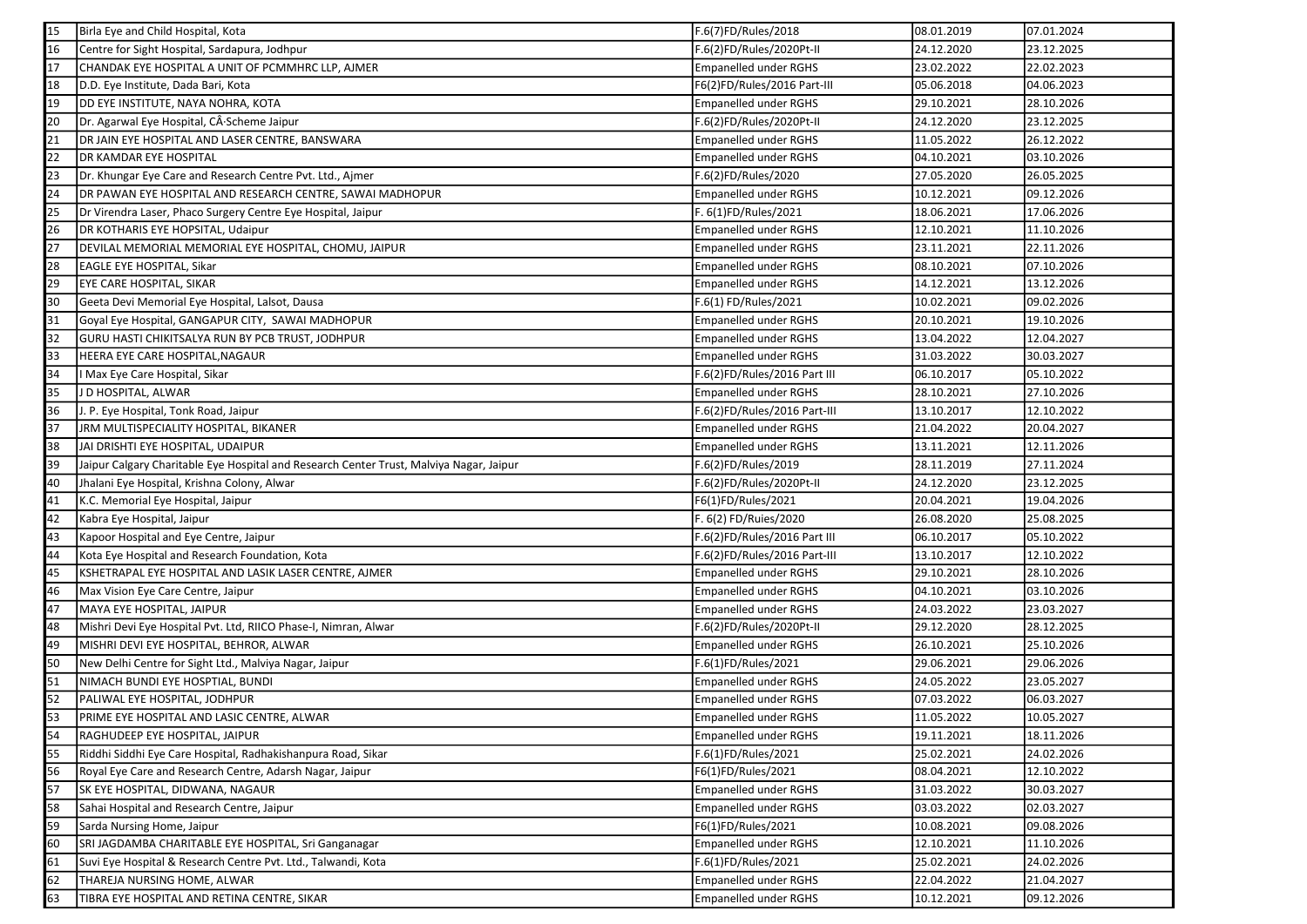| 15 | Birla Eye and Child Hospital, Kota | F.6(7)FD/Rules/2018 | 08.01.2019 | 07.01.2024 |
|---|---|---|---|---|
| 16 | Centre for Sight Hospital, Sardapura, Jodhpur | F.6(2)FD/Rules/2020Pt-II | 24.12.2020 | 23.12.2025 |
| 17 | CHANDAK EYE HOSPITAL A UNIT OF PCMMHRC LLP, AJMER | Empanelled under RGHS | 23.02.2022 | 22.02.2023 |
| 18 | D.D. Eye Institute, Dada Bari, Kota | F6(2)FD/Rules/2016 Part-III | 05.06.2018 | 04.06.2023 |
| 19 | DD EYE INSTITUTE, NAYA NOHRA, KOTA | Empanelled under RGHS | 29.10.2021 | 28.10.2026 |
| 20 | Dr. Agarwal Eye Hospital, CÂ·Scheme Jaipur | F.6(2)FD/Rules/2020Pt-II | 24.12.2020 | 23.12.2025 |
| 21 | DR JAIN EYE HOSPITAL AND LASER CENTRE, BANSWARA | Empanelled under RGHS | 11.05.2022 | 26.12.2022 |
| 22 | DR KAMDAR EYE HOSPITAL | Empanelled under RGHS | 04.10.2021 | 03.10.2026 |
| 23 | Dr. Khungar Eye Care and Research Centre Pvt. Ltd., Ajmer | F.6(2)FD/Rules/2020 | 27.05.2020 | 26.05.2025 |
| 24 | DR PAWAN EYE HOSPITAL AND RESEARCH CENTRE, SAWAI MADHOPUR | Empanelled under RGHS | 10.12.2021 | 09.12.2026 |
| 25 | Dr Virendra Laser, Phaco Surgery Centre Eye Hospital, Jaipur | F. 6(1)FD/Rules/2021 | 18.06.2021 | 17.06.2026 |
| 26 | DR KOTHARIS EYE HOPSITAL, Udaipur | Empanelled under RGHS | 12.10.2021 | 11.10.2026 |
| 27 | DEVILAL MEMORIAL MEMORIAL EYE HOSPITAL, CHOMU, JAIPUR | Empanelled under RGHS | 23.11.2021 | 22.11.2026 |
| 28 | EAGLE EYE HOSPITAL, Sikar | Empanelled under RGHS | 08.10.2021 | 07.10.2026 |
| 29 | EYE CARE HOSPITAL, SIKAR | Empanelled under RGHS | 14.12.2021 | 13.12.2026 |
| 30 | Geeta Devi Memorial Eye Hospital, Lalsot, Dausa | F.6(1) FD/Rules/2021 | 10.02.2021 | 09.02.2026 |
| 31 | Goyal Eye Hospital, GANGAPUR CITY, SAWAI MADHOPUR | Empanelled under RGHS | 20.10.2021 | 19.10.2026 |
| 32 | GURU HASTI CHIKITSALYA RUN BY PCB TRUST, JODHPUR | Empanelled under RGHS | 13.04.2022 | 12.04.2027 |
| 33 | HEERA EYE CARE HOSPITAL,NAGAUR | Empanelled under RGHS | 31.03.2022 | 30.03.2027 |
| 34 | I Max Eye Care Hospital, Sikar | F.6(2)FD/Rules/2016 Part III | 06.10.2017 | 05.10.2022 |
| 35 | J D HOSPITAL, ALWAR | Empanelled under RGHS | 28.10.2021 | 27.10.2026 |
| 36 | J. P. Eye Hospital, Tonk Road, Jaipur | F.6(2)FD/Rules/2016 Part-III | 13.10.2017 | 12.10.2022 |
| 37 | JRM MULTISPECIALITY HOSPITAL, BIKANER | Empanelled under RGHS | 21.04.2022 | 20.04.2027 |
| 38 | JAI DRISHTI EYE HOSPITAL, UDAIPUR | Empanelled under RGHS | 13.11.2021 | 12.11.2026 |
| 39 | Jaipur Calgary Charitable Eye Hospital and Research Center Trust, Malviya Nagar, Jaipur | F.6(2)FD/Rules/2019 | 28.11.2019 | 27.11.2024 |
| 40 | Jhalani Eye Hospital, Krishna Colony, Alwar | F.6(2)FD/Rules/2020Pt-II | 24.12.2020 | 23.12.2025 |
| 41 | K.C. Memorial Eye Hospital, Jaipur | F6(1)FD/Rules/2021 | 20.04.2021 | 19.04.2026 |
| 42 | Kabra Eye Hospital, Jaipur | F. 6(2) FD/Ruies/2020 | 26.08.2020 | 25.08.2025 |
| 43 | Kapoor Hospital and Eye Centre, Jaipur | F.6(2)FD/Rules/2016 Part III | 06.10.2017 | 05.10.2022 |
| 44 | Kota Eye Hospital and Research Foundation, Kota | F.6(2)FD/Rules/2016 Part-III | 13.10.2017 | 12.10.2022 |
| 45 | KSHETRAPAL EYE HOSPITAL AND LASIK LASER CENTRE, AJMER | Empanelled under RGHS | 29.10.2021 | 28.10.2026 |
| 46 | Max Vision Eye Care Centre, Jaipur | Empanelled under RGHS | 04.10.2021 | 03.10.2026 |
| 47 | MAYA EYE HOSPITAL, JAIPUR | Empanelled under RGHS | 24.03.2022 | 23.03.2027 |
| 48 | Mishri Devi Eye Hospital Pvt. Ltd, RIICO Phase-I, Nimran, Alwar | F.6(2)FD/Rules/2020Pt-II | 29.12.2020 | 28.12.2025 |
| 49 | MISHRI DEVI EYE HOSPITAL, BEHROR, ALWAR | Empanelled under RGHS | 26.10.2021 | 25.10.2026 |
| 50 | New Delhi Centre for Sight Ltd., Malviya Nagar, Jaipur | F.6(1)FD/Rules/2021 | 29.06.2021 | 29.06.2026 |
| 51 | NIMACH BUNDI EYE HOSPTIAL, BUNDI | Empanelled under RGHS | 24.05.2022 | 23.05.2027 |
| 52 | PALIWAL EYE HOSPITAL, JODHPUR | Empanelled under RGHS | 07.03.2022 | 06.03.2027 |
| 53 | PRIME EYE HOSPITAL AND LASIC CENTRE, ALWAR | Empanelled under RGHS | 11.05.2022 | 10.05.2027 |
| 54 | RAGHUDEEP EYE HOSPITAL, JAIPUR | Empanelled under RGHS | 19.11.2021 | 18.11.2026 |
| 55 | Riddhi Siddhi Eye Care Hospital, Radhakishanpura Road, Sikar | F.6(1)FD/Rules/2021 | 25.02.2021 | 24.02.2026 |
| 56 | Royal Eye Care and Research Centre, Adarsh Nagar, Jaipur | F6(1)FD/Rules/2021 | 08.04.2021 | 12.10.2022 |
| 57 | SK EYE HOSPITAL, DIDWANA, NAGAUR | Empanelled under RGHS | 31.03.2022 | 30.03.2027 |
| 58 | Sahai Hospital and Research Centre, Jaipur | Empanelled under RGHS | 03.03.2022 | 02.03.2027 |
| 59 | Sarda Nursing Home, Jaipur | F6(1)FD/Rules/2021 | 10.08.2021 | 09.08.2026 |
| 60 | SRI JAGDAMBA CHARITABLE EYE HOSPITAL, Sri Ganganagar | Empanelled under RGHS | 12.10.2021 | 11.10.2026 |
| 61 | Suvi Eye Hospital & Research Centre Pvt. Ltd., Talwandi, Kota | F.6(1)FD/Rules/2021 | 25.02.2021 | 24.02.2026 |
| 62 | THAREJA NURSING HOME, ALWAR | Empanelled under RGHS | 22.04.2022 | 21.04.2027 |
| 63 | TIBRA EYE HOSPITAL AND RETINA CENTRE, SIKAR | Empanelled under RGHS | 10.12.2021 | 09.12.2026 |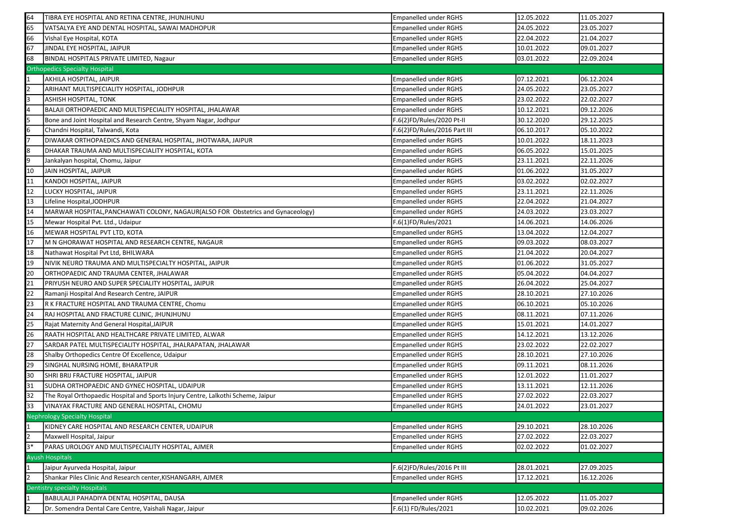| | | | | |
|---|---|---|---|---|
| 64 | TIBRA EYE HOSPITAL AND RETINA CENTRE, JHUNJHUNU | Empanelled under RGHS | 12.05.2022 | 11.05.2027 |
| 65 | VATSALYA EYE AND DENTAL HOSPITAL, SAWAI MADHOPUR | Empanelled under RGHS | 24.05.2022 | 23.05.2027 |
| 66 | Vishal Eye Hospital, KOTA | Empanelled under RGHS | 22.04.2022 | 21.04.2027 |
| 67 | JINDAL EYE HOSPITAL, JAIPUR | Empanelled under RGHS | 10.01.2022 | 09.01.2027 |
| 68 | BINDAL HOSPITALS PRIVATE LIMITED, Nagaur | Empanelled under RGHS | 03.01.2022 | 22.09.2024 |
| Orthopedics Specialty Hospital | | | | |
| 1 | AKHILA HOSPITAL, JAIPUR | Empanelled under RGHS | 07.12.2021 | 06.12.2024 |
| 2 | ARIHANT MULTISPECIALITY HOSPITAL, JODHPUR | Empanelled under RGHS | 24.05.2022 | 23.05.2027 |
| 3 | ASHISH HOSPITAL, TONK | Empanelled under RGHS | 23.02.2022 | 22.02.2027 |
| 4 | BALAJI ORTHOPAEDIC AND MULTISPECIALITY HOSPITAL, JHALAWAR | Empanelled under RGHS | 10.12.2021 | 09.12.2026 |
| 5 | Bone and Joint Hospital and Research Centre, Shyam Nagar, Jodhpur | F.6(2)FD/Rules/2020 Pt-II | 30.12.2020 | 29.12.2025 |
| 6 | Chandni Hospital, Talwandi, Kota | F.6(2)FD/Rules/2016 Part III | 06.10.2017 | 05.10.2022 |
| 7 | DIWAKAR ORTHOPAEDICS AND GENERAL HOSPITAL, JHOTWARA, JAIPUR | Empanelled under RGHS | 10.01.2022 | 18.11.2023 |
| 8 | DHAKAR TRAUMA AND MULTISPECIALITY HOSPITAL, KOTA | Empanelled under RGHS | 06.05.2022 | 15.01.2025 |
| 9 | Jankalyan hospital, Chomu, Jaipur | Empanelled under RGHS | 23.11.2021 | 22.11.2026 |
| 10 | JAIN HOSPITAL, JAIPUR | Empanelled under RGHS | 01.06.2022 | 31.05.2027 |
| 11 | KANDOI HOSPITAL, JAIPUR | Empanelled under RGHS | 03.02.2022 | 02.02.2027 |
| 12 | LUCKY HOSPITAL, JAIPUR | Empanelled under RGHS | 23.11.2021 | 22.11.2026 |
| 13 | Lifeline Hospital,JODHPUR | Empanelled under RGHS | 22.04.2022 | 21.04.2027 |
| 14 | MARWAR HOSPITAL,PANCHAWATI COLONY, NAGAUR(ALSO FOR Obstetrics and Gynaceology) | Empanelled under RGHS | 24.03.2022 | 23.03.2027 |
| 15 | Mewar Hospital Pvt. Ltd., Udaipur | F.6(1)FD/Rules/2021 | 14.06.2021 | 14.06.2026 |
| 16 | MEWAR HOSPITAL PVT LTD, KOTA | Empanelled under RGHS | 13.04.2022 | 12.04.2027 |
| 17 | M N GHORAWAT HOSPITAL AND RESEARCH CENTRE, NAGAUR | Empanelled under RGHS | 09.03.2022 | 08.03.2027 |
| 18 | Nathawat Hospital Pvt Ltd, BHILWARA | Empanelled under RGHS | 21.04.2022 | 20.04.2027 |
| 19 | NIVIK NEURO TRAUMA AND MULTISPECIALTY HOSPITAL, JAIPUR | Empanelled under RGHS | 01.06.2022 | 31.05.2027 |
| 20 | ORTHOPAEDIC AND TRAUMA CENTER, JHALAWAR | Empanelled under RGHS | 05.04.2022 | 04.04.2027 |
| 21 | PRIYUSH NEURO AND SUPER SPECIALITY HOSPITAL, JAIPUR | Empanelled under RGHS | 26.04.2022 | 25.04.2027 |
| 22 | Ramanji Hospital And Research Centre, JAIPUR | Empanelled under RGHS | 28.10.2021 | 27.10.2026 |
| 23 | R K FRACTURE HOSPITAL AND TRAUMA CENTRE, Chomu | Empanelled under RGHS | 06.10.2021 | 05.10.2026 |
| 24 | RAJ HOSPITAL AND FRACTURE CLINIC, JHUNJHUNU | Empanelled under RGHS | 08.11.2021 | 07.11.2026 |
| 25 | Rajat Maternity And General Hospital,JAIPUR | Empanelled under RGHS | 15.01.2021 | 14.01.2027 |
| 26 | RAATH HOSPITAL AND HEALTHCARE PRIVATE LIMITED, ALWAR | Empanelled under RGHS | 14.12.2021 | 13.12.2026 |
| 27 | SARDAR PATEL MULTISPECIALITY HOSPITAL, JHALRAPATAN, JHALAWAR | Empanelled under RGHS | 23.02.2022 | 22.02.2027 |
| 28 | Shalby Orthopedics Centre Of Excellence, Udaipur | Empanelled under RGHS | 28.10.2021 | 27.10.2026 |
| 29 | SINGHAL NURSING HOME, BHARATPUR | Empanelled under RGHS | 09.11.2021 | 08.11.2026 |
| 30 | SHRI BRIJ FRACTURE HOSPITAL, JAIPUR | Empanelled under RGHS | 12.01.2022 | 11.01.2027 |
| 31 | SUDHA ORTHOPAEDIC AND GYNEC HOSPITAL, UDAIPUR | Empanelled under RGHS | 13.11.2021 | 12.11.2026 |
| 32 | The Royal Orthopaedic Hospital and Sports Injury Centre, Lalkothi Scheme, Jaipur | Empanelled under RGHS | 27.02.2022 | 22.03.2027 |
| 33 | VINAYAK FRACTURE AND GENERAL HOSPITAL, CHOMU | Empanelled under RGHS | 24.01.2022 | 23.01.2027 |
| Nephrology Specialty Hospital | | | | |
| 1 | KIDNEY CARE HOSPITAL AND RESEARCH CENTER, UDAIPUR | Empanelled under RGHS | 29.10.2021 | 28.10.2026 |
| 2 | Maxwell Hospital, Jaipur | Empanelled under RGHS | 27.02.2022 | 22.03.2027 |
| 3* | PARAS UROLOGY AND MULTISPECIALITY HOSPITAL, AJMER | Empanelled under RGHS | 02.02.2022 | 01.02.2027 |
| Ayush Hospitals | | | | |
| 1 | Jaipur Ayurveda Hospital, Jaipur | F.6(2)FD/Rules/2016 Pt III | 28.01.2021 | 27.09.2025 |
| 2 | Shankar Piles Clinic And Research center,KISHANGARH, AJMER | Empanelled under RGHS | 17.12.2021 | 16.12.2026 |
| Dentistry specialty Hospitals | | | | |
| 1 | BABULALJI PAHADIYA DENTAL HOSPITAL, DAUSA | Empanelled under RGHS | 12.05.2022 | 11.05.2027 |
| 2 | Dr. Somendra Dental Care Centre, Vaishali Nagar, Jaipur | F.6(1) FD/Rules/2021 | 10.02.2021 | 09.02.2026 |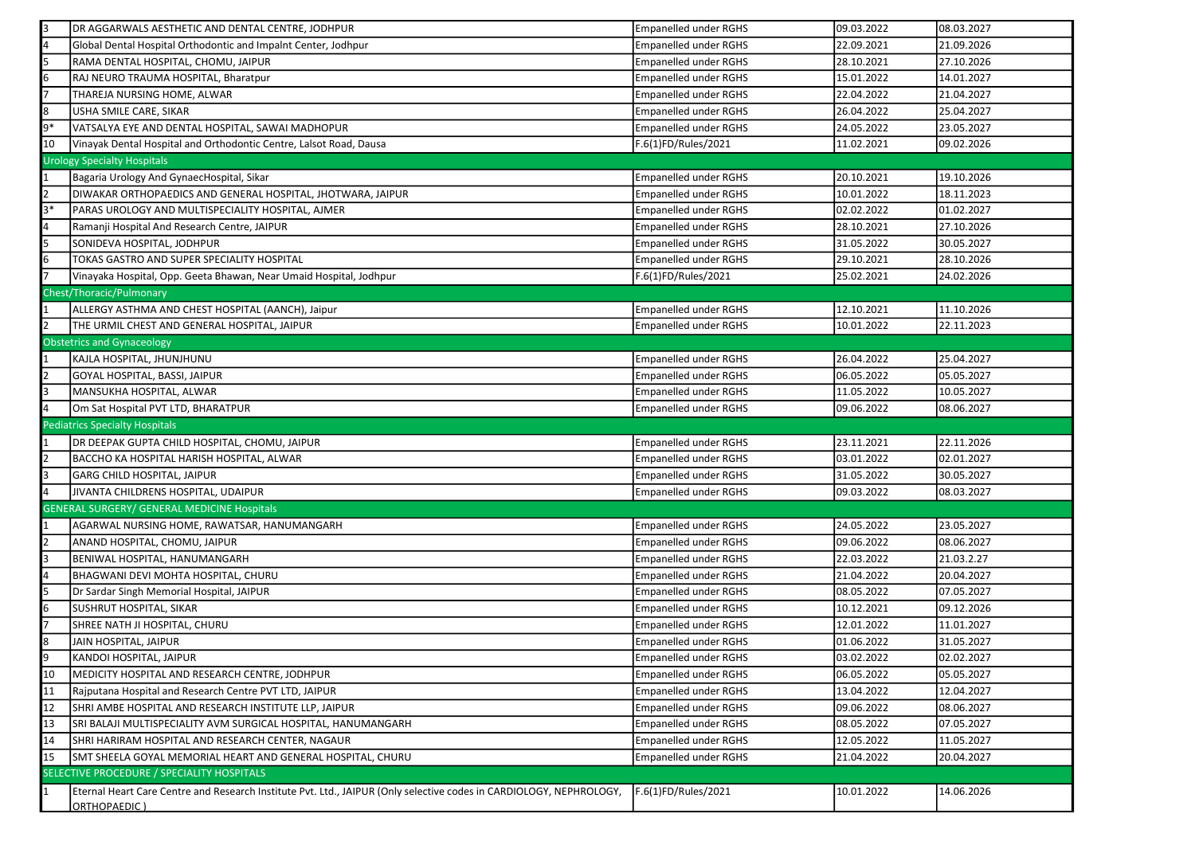| | | | | |
|---|---|---|---|---|
| 3 | DR AGGARWALS AESTHETIC AND DENTAL CENTRE, JODHPUR | Empanelled under RGHS | 09.03.2022 | 08.03.2027 |
| 4 | Global Dental Hospital Orthodontic and Impalnt Center, Jodhpur | Empanelled under RGHS | 22.09.2021 | 21.09.2026 |
| 5 | RAMA DENTAL HOSPITAL, CHOMU, JAIPUR | Empanelled under RGHS | 28.10.2021 | 27.10.2026 |
| 6 | RAJ NEURO TRAUMA HOSPITAL, Bharatpur | Empanelled under RGHS | 15.01.2022 | 14.01.2027 |
| 7 | THAREJA NURSING HOME, ALWAR | Empanelled under RGHS | 22.04.2022 | 21.04.2027 |
| 8 | USHA SMILE CARE, SIKAR | Empanelled under RGHS | 26.04.2022 | 25.04.2027 |
| 9* | VATSALYA EYE AND DENTAL HOSPITAL, SAWAI MADHOPUR | Empanelled under RGHS | 24.05.2022 | 23.05.2027 |
| 10 | Vinayak Dental Hospital and Orthodontic Centre, Lalsot Road, Dausa | F.6(1)FD/Rules/2021 | 11.02.2021 | 09.02.2026 |
| **Urology Specialty Hospitals** | | | | |
| 1 | Bagaria Urology And GynaecHospital, Sikar | Empanelled under RGHS | 20.10.2021 | 19.10.2026 |
| 2 | DIWAKAR ORTHOPAEDICS AND GENERAL HOSPITAL, JHOTWARA, JAIPUR | Empanelled under RGHS | 10.01.2022 | 18.11.2023 |
| 3* | PARAS UROLOGY AND MULTISPECIALITY HOSPITAL, AJMER | Empanelled under RGHS | 02.02.2022 | 01.02.2027 |
| 4 | Ramanji Hospital And Research Centre, JAIPUR | Empanelled under RGHS | 28.10.2021 | 27.10.2026 |
| 5 | SONIDEVA HOSPITAL, JODHPUR | Empanelled under RGHS | 31.05.2022 | 30.05.2027 |
| 6 | TOKAS GASTRO AND SUPER SPECIALITY HOSPITAL | Empanelled under RGHS | 29.10.2021 | 28.10.2026 |
| 7 | Vinayaka Hospital, Opp. Geeta Bhawan, Near Umaid Hospital, Jodhpur | F.6(1)FD/Rules/2021 | 25.02.2021 | 24.02.2026 |
| **Chest/Thoracic/Pulmonary** | | | | |
| 1 | ALLERGY ASTHMA AND CHEST HOSPITAL (AANCH), Jaipur | Empanelled under RGHS | 12.10.2021 | 11.10.2026 |
| 2 | THE URMIL CHEST AND GENERAL HOSPITAL, JAIPUR | Empanelled under RGHS | 10.01.2022 | 22.11.2023 |
| **Obstetrics and Gynaceology** | | | | |
| 1 | KAJLA HOSPITAL, JHUNJHUNU | Empanelled under RGHS | 26.04.2022 | 25.04.2027 |
| 2 | GOYAL HOSPITAL, BASSI, JAIPUR | Empanelled under RGHS | 06.05.2022 | 05.05.2027 |
| 3 | MANSUKHA HOSPITAL, ALWAR | Empanelled under RGHS | 11.05.2022 | 10.05.2027 |
| 4 | Om Sat Hospital PVT LTD, BHARATPUR | Empanelled under RGHS | 09.06.2022 | 08.06.2027 |
| **Pediatrics Specialty Hospitals** | | | | |
| 1 | DR DEEPAK GUPTA CHILD HOSPITAL, CHOMU, JAIPUR | Empanelled under RGHS | 23.11.2021 | 22.11.2026 |
| 2 | BACCHO KA HOSPITAL HARISH HOSPITAL, ALWAR | Empanelled under RGHS | 03.01.2022 | 02.01.2027 |
| 3 | GARG CHILD HOSPITAL, JAIPUR | Empanelled under RGHS | 31.05.2022 | 30.05.2027 |
| 4 | JIVANTA CHILDRENS HOSPITAL, UDAIPUR | Empanelled under RGHS | 09.03.2022 | 08.03.2027 |
| **GENERAL SURGERY/ GENERAL MEDICINE Hospitals** | | | | |
| 1 | AGARWAL NURSING HOME, RAWATSAR, HANUMANGARH | Empanelled under RGHS | 24.05.2022 | 23.05.2027 |
| 2 | ANAND HOSPITAL, CHOMU, JAIPUR | Empanelled under RGHS | 09.06.2022 | 08.06.2027 |
| 3 | BENIWAL HOSPITAL, HANUMANGARH | Empanelled under RGHS | 22.03.2022 | 21.03.2.27 |
| 4 | BHAGWANI DEVI MOHTA HOSPITAL, CHURU | Empanelled under RGHS | 21.04.2022 | 20.04.2027 |
| 5 | Dr Sardar Singh Memorial Hospital, JAIPUR | Empanelled under RGHS | 08.05.2022 | 07.05.2027 |
| 6 | SUSHRUT HOSPITAL, SIKAR | Empanelled under RGHS | 10.12.2021 | 09.12.2026 |
| 7 | SHREE NATH JI HOSPITAL, CHURU | Empanelled under RGHS | 12.01.2022 | 11.01.2027 |
| 8 | JAIN HOSPITAL, JAIPUR | Empanelled under RGHS | 01.06.2022 | 31.05.2027 |
| 9 | KANDOI HOSPITAL, JAIPUR | Empanelled under RGHS | 03.02.2022 | 02.02.2027 |
| 10 | MEDICITY HOSPITAL AND RESEARCH CENTRE, JODHPUR | Empanelled under RGHS | 06.05.2022 | 05.05.2027 |
| 11 | Rajputana Hospital and Research Centre PVT LTD, JAIPUR | Empanelled under RGHS | 13.04.2022 | 12.04.2027 |
| 12 | SHRI AMBE HOSPITAL AND RESEARCH INSTITUTE LLP, JAIPUR | Empanelled under RGHS | 09.06.2022 | 08.06.2027 |
| 13 | SRI BALAJI MULTISPECIALITY AVM SURGICAL HOSPITAL, HANUMANGARH | Empanelled under RGHS | 08.05.2022 | 07.05.2027 |
| 14 | SHRI HARIRAM HOSPITAL AND RESEARCH CENTER, NAGAUR | Empanelled under RGHS | 12.05.2022 | 11.05.2027 |
| 15 | SMT SHEELA GOYAL MEMORIAL HEART AND GENERAL HOSPITAL, CHURU | Empanelled under RGHS | 21.04.2022 | 20.04.2027 |
| **SELECTIVE PROCEDURE / SPECIALITY HOSPITALS** | | | | |
| 1 | Eternal Heart Care Centre and Research Institute Pvt. Ltd., JAIPUR (Only selective codes in CARDIOLOGY, NEPHROLOGY, ORTHOPAEDIC ) | F.6(1)FD/Rules/2021 | 10.01.2022 | 14.06.2026 |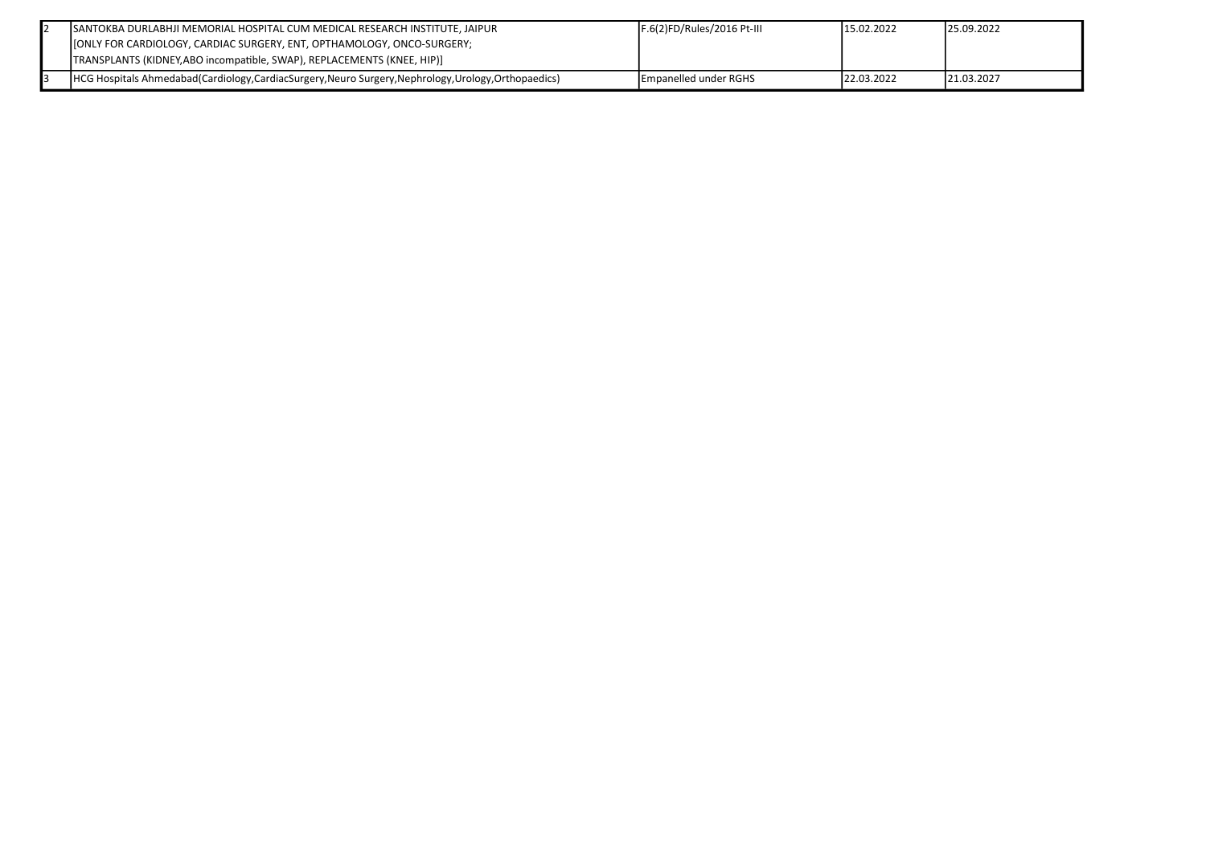| | | | | |
|---|---|---|---|---|
| 2 | SANTOKBA DURLABHJI MEMORIAL HOSPITAL CUM MEDICAL RESEARCH INSTITUTE, JAIPUR [ONLY FOR CARDIOLOGY, CARDIAC SURGERY, ENT, OPTHAMOLOGY, ONCO-SURGERY; TRANSPLANTS (KIDNEY,ABO incompatible, SWAP), REPLACEMENTS (KNEE, HIP)] | F.6(2)FD/Rules/2016 Pt-III | 15.02.2022 | 25.09.2022 |
| 3 | HCG Hospitals Ahmedabad(Cardiology,CardiacSurgery,Neuro Surgery,Nephrology,Urology,Orthopaedics) | Empanelled under RGHS | 22.03.2022 | 21.03.2027 |